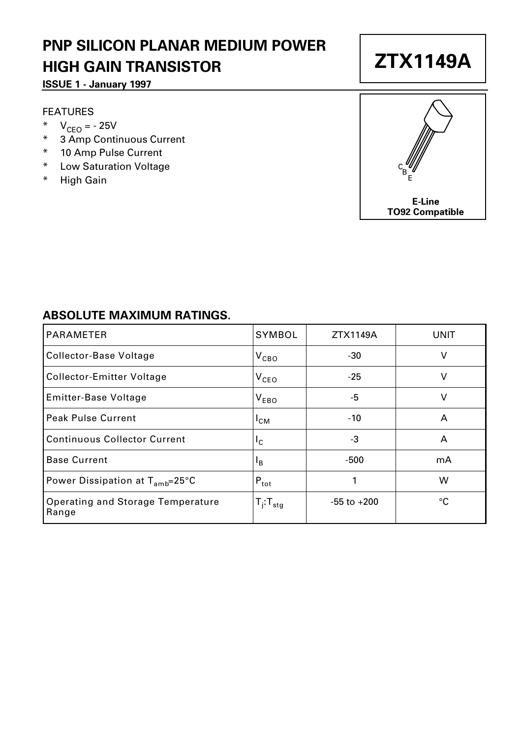# PNP SILICON PLANAR MEDIUM POWER HIGH GAIN TRANSISTOR

**ISSUE 1 - January 1997**

# ZTX1149A

FEATURES

- $V_{CEO}$ = - 25V
- 3 Amp Continuous Current
- 10 Amp Pulse Current
- Low Saturation Voltage
- High Gain

C B E

**E-Line**
**TO92 Compatible**

## ABSOLUTE MAXIMUM RATINGS.

| PARAMETER | SYMBOL | ZTX1149A | UNIT |
|---|---|---|---|
| Collector-Base Voltage | $V_{CBO}$ | -30 | V |
| Collector-Emitter Voltage | $V_{CEO}$ | -25 | V |
| Emitter-Base Voltage | $V_{EBO}$ | -5 | V |
| Peak Pulse Current | $I_{CM}$ | -10 | A |
| Continuous Collector Current | $I_C$ | -3 | A |
| Base Current | $I_B$ | -500 | mA |
| Power Dissipation at $T_{amb}$=25°C | $P_{tot}$ | 1 | W |
| Operating and Storage Temperature Range | $T_j$:$T_{stg}$ | -55 to +200 | °C |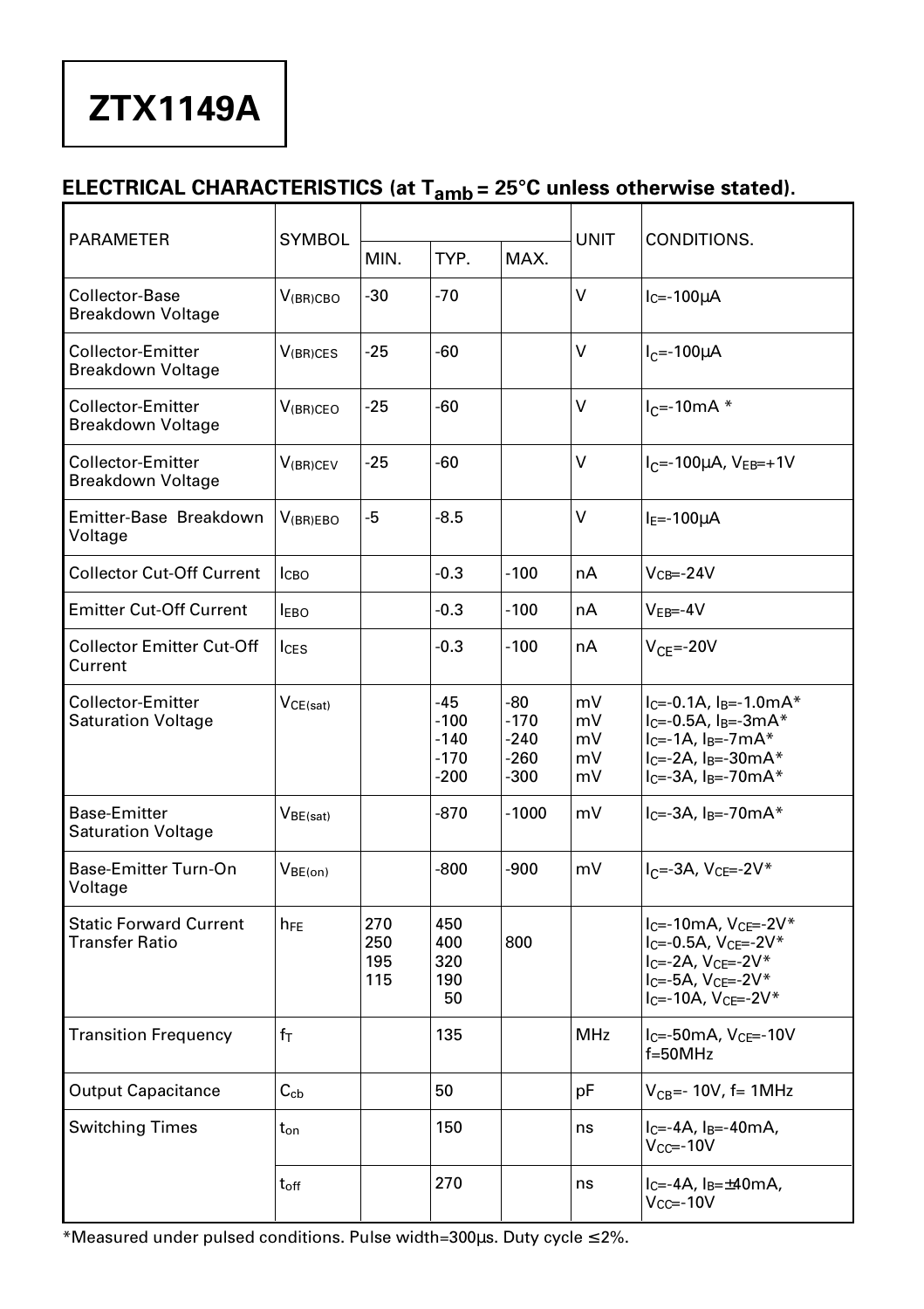# ZTX1149A

## ELECTRICAL CHARACTERISTICS (at $T_{amb}$ = 25°C unless otherwise stated).

| PARAMETER | SYMBOL | MIN. | TYP. | MAX. | UNIT | CONDITIONS. |
|---|---|---|---|---|---|---|
| Collector-Base Breakdown Voltage | $V_{(BR)CBO}$ | -30 | -70 | | V | $I_C$=-100μA |
| Collector-Emitter Breakdown Voltage | $V_{(BR)CES}$ | -25 | -60 | | V | $I_C$=-100μA |
| Collector-Emitter Breakdown Voltage | $V_{(BR)CEO}$ | -25 | -60 | | V | $I_C$=-10mA * |
| Collector-Emitter Breakdown Voltage | $V_{(BR)CEV}$ | -25 | -60 | | V | $I_C$=-100μA, $V_{EB}$=+1V |
| Emitter-Base Breakdown Voltage | $V_{(BR)EBO}$ | -5 | -8.5 | | V | $I_E$=-100μA |
| Collector Cut-Off Current | $I_{CBO}$ | | -0.3 | -100 | nA | $V_{CB}$=-24V |
| Emitter Cut-Off Current | $I_{EBO}$ | | -0.3 | -100 | nA | $V_{EB}$=-4V |
| Collector Emitter Cut-Off Current | $I_{CES}$ | | -0.3 | -100 | nA | $V_{CE}$=-20V |
| Collector-Emitter Saturation Voltage | $V_{CE(sat)}$ | | -45<br>-100<br>-140<br>-170<br>-200 | -80<br>-170<br>-240<br>-260<br>-300 | mV<br>mV<br>mV<br>mV<br>mV | $I_C$=-0.1A, $I_B$=-1.0mA*<br>$I_C$=-0.5A, $I_B$=-3mA*<br>$I_C$=-1A, $I_B$=-7mA*<br>$I_C$=-2A, $I_B$=-30mA*<br>$I_C$=-3A, $I_B$=-70mA* |
| Base-Emitter Saturation Voltage | $V_{BE(sat)}$ | | -870 | -1000 | mV | $I_C$=-3A, $I_B$=-70mA* |
| Base-Emitter Turn-On Voltage | $V_{BE(on)}$ | | -800 | -900 | mV | $I_C$=-3A, $V_{CE}$=-2V* |
| Static Forward Current Transfer Ratio | $h_{FE}$ | 270<br>250<br>195<br>115 | 450<br>400<br>320<br>190<br>50 | 800 | | $I_C$=-10mA, $V_{CE}$=-2V*<br>$I_C$=-0.5A, $V_{CE}$=-2V*<br>$I_C$=-2A, $V_{CE}$=-2V*<br>$I_C$=-5A, $V_{CE}$=-2V*<br>$I_C$=-10A, $V_{CE}$=-2V* |
| Transition Frequency | $f_T$ | | 135 | | MHz | $I_C$=-50mA, $V_{CE}$=-10V f=50MHz |
| Output Capacitance | $C_{cb}$ | | 50 | | pF | $V_{CB}$=- 10V, f= 1MHz |
| Switching Times | $t_{on}$ | | 150 | | ns | $I_C$=-4A, $I_B$=-40mA, $V_{CC}$=-10V |
| | $t_{off}$ | | 270 | | ns | $I_C$=-4A, $I_B$=±40mA, $V_{CC}$=-10V |

*Measured under pulsed conditions. Pulse width=300μs. Duty cycle ≤2%.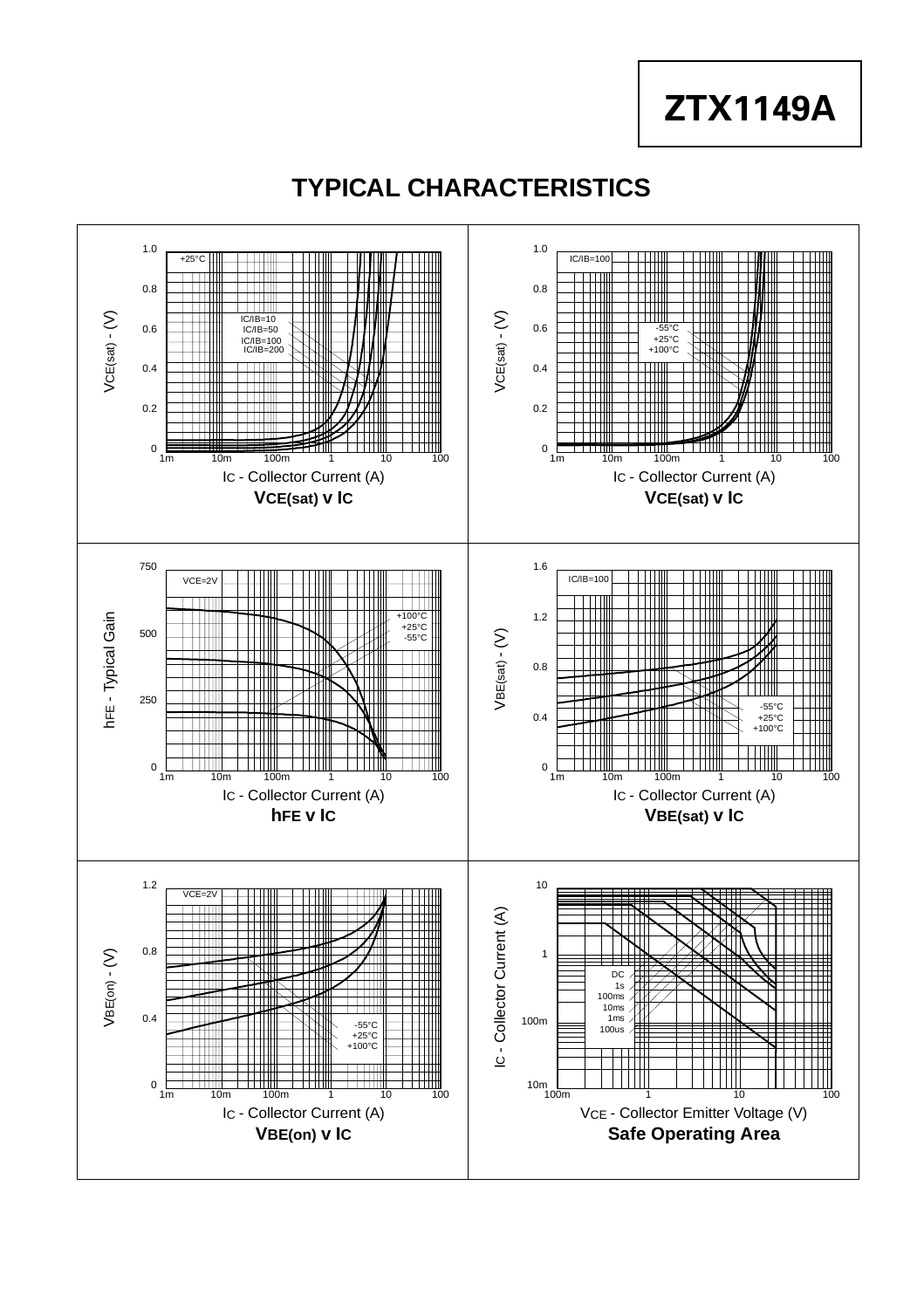# ZTX1149A

## TYPICAL CHARACTERISTICS

+25°C

IC/IB=10
IC/IB=50
IC/IB=100
IC/IB=200

$V_{CE(sat)}$ - (V)

$I_C$ - Collector Current (A)

**$V_{CE(sat)}$ v $I_C$**

IC/IB=100

-55°C
+25°C
+100°C

$V_{CE(sat)}$ - (V)

$I_C$ - Collector Current (A)

**$V_{CE(sat)}$ v $I_C$**

VCE=2V

+100°C
+25°C
-55°C

$h_{FE}$ - Typical Gain

$I_C$ - Collector Current (A)

**$h_{FE}$ v $I_C$**

IC/IB=100

-55°C
+25°C
+100°C

$V_{BE(sat)}$ - (V)

$I_C$ - Collector Current (A)

**$V_{BE(sat)}$ v $I_C$**

VCE=2V

-55°C
+25°C
+100°C

$V_{BE(on)}$ - (V)

$I_C$ - Collector Current (A)

**$V_{BE(on)}$ v $I_C$**

DC
1s
100ms
10ms
1ms
100us

$I_C$ - Collector Current (A)

$V_{CE}$ - Collector Emitter Voltage (V)

**Safe Operating Area**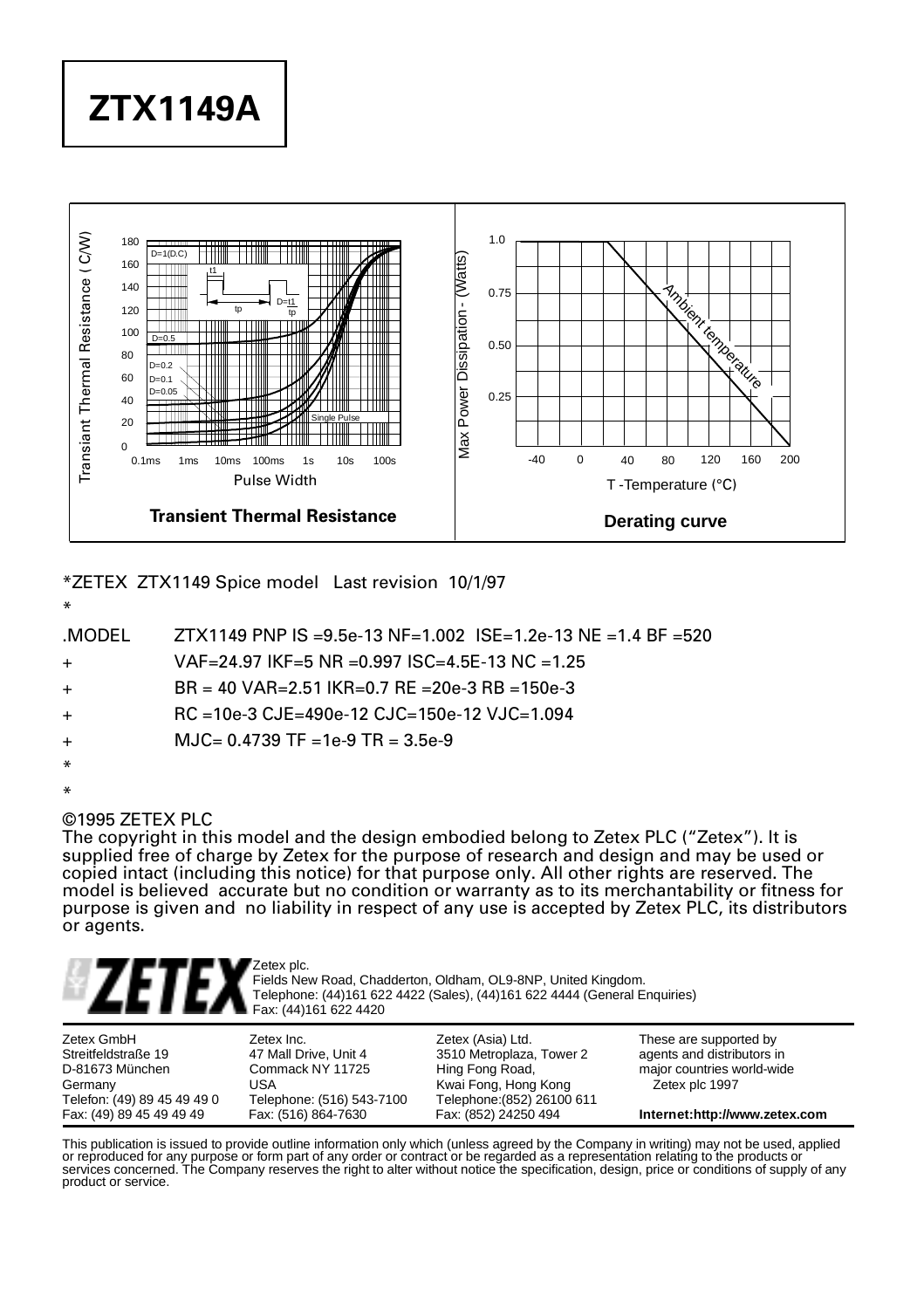# ZTX1149A

Transiant Thermal Resistance ( C/W)

180
160
140
120
100
80
60
40
20
0

D=1(D.C)
t1
tp
D=t1/tp
D=0.5
D=0.2
D=0.1
D=0.05
Single Pulse

0.1ms 1ms 10ms 100ms 1s 10s 100s

Pulse Width

**Transient Thermal Resistance**

Max Power Dissipation - (Watts)

1.0
0.75
0.50
0.25

-40 0 40 80 120 160 200

Ambient temperature

T -Temperature (°C)

**Derating curve**

```
*ZETEX  ZTX1149 Spice model   Last revision  10/1/97
*
.MODEL      ZTX1149 PNP IS =9.5e-13 NF=1.002  ISE=1.2e-13 NE =1.4 BF =520
+           VAF=24.97 IKF=5 NR =0.997 ISC=4.5E-13 NC =1.25
+           BR = 40 VAR=2.51 IKR=0.7 RE =20e-3 RB =150e-3
+           RC =10e-3 CJE=490e-12 CJC=150e-12 VJC=1.094
+           MJC= 0.4739 TF =1e-9 TR = 3.5e-9
*
*
```

©1995 ZETEX PLC
The copyright in this model and the design embodied belong to Zetex PLC (“Zetex”). It is supplied free of charge by Zetex for the purpose of research and design and may be used or copied intact (including this notice) for that purpose only. All other rights are reserved. The model is believed accurate but no condition or warranty as to its merchantability or fitness for purpose is given and no liability in respect of any use is accepted by Zetex PLC, its distributors or agents.

ZETEX

Zetex plc.
Fields New Road, Chadderton, Oldham, OL9-8NP, United Kingdom.
Telephone: (44)161 622 4422 (Sales), (44)161 622 4444 (General Enquiries)
Fax: (44)161 622 4420

| | | | |
|---|---|---|---|
| Zetex GmbH | Zetex Inc. | Zetex (Asia) Ltd. | These are supported by |
| Streitfeldstraße 19 | 47 Mall Drive, Unit 4 | 3510 Metroplaza, Tower 2 | agents and distributors in |
| D-81673 München | Commack NY 11725 | Hing Fong Road, | major countries world-wide |
| Germany | USA | Kwai Fong, Hong Kong | Zetex plc 1997 |
| Telefon: (49) 89 45 49 49 0 | Telephone: (516) 543-7100 | Telephone:(852) 26100 611 | |
| Fax: (49) 89 45 49 49 49 | Fax: (516) 864-7630 | Fax: (852) 24250 494 | **Internet:http://www.zetex.com** |

This publication is issued to provide outline information only which (unless agreed by the Company in writing) may not be used, applied or reproduced for any purpose or form part of any order or contract or be regarded as a representation relating to the products or services concerned. The Company reserves the right to alter without notice the specification, design, price or conditions of supply of any product or service.